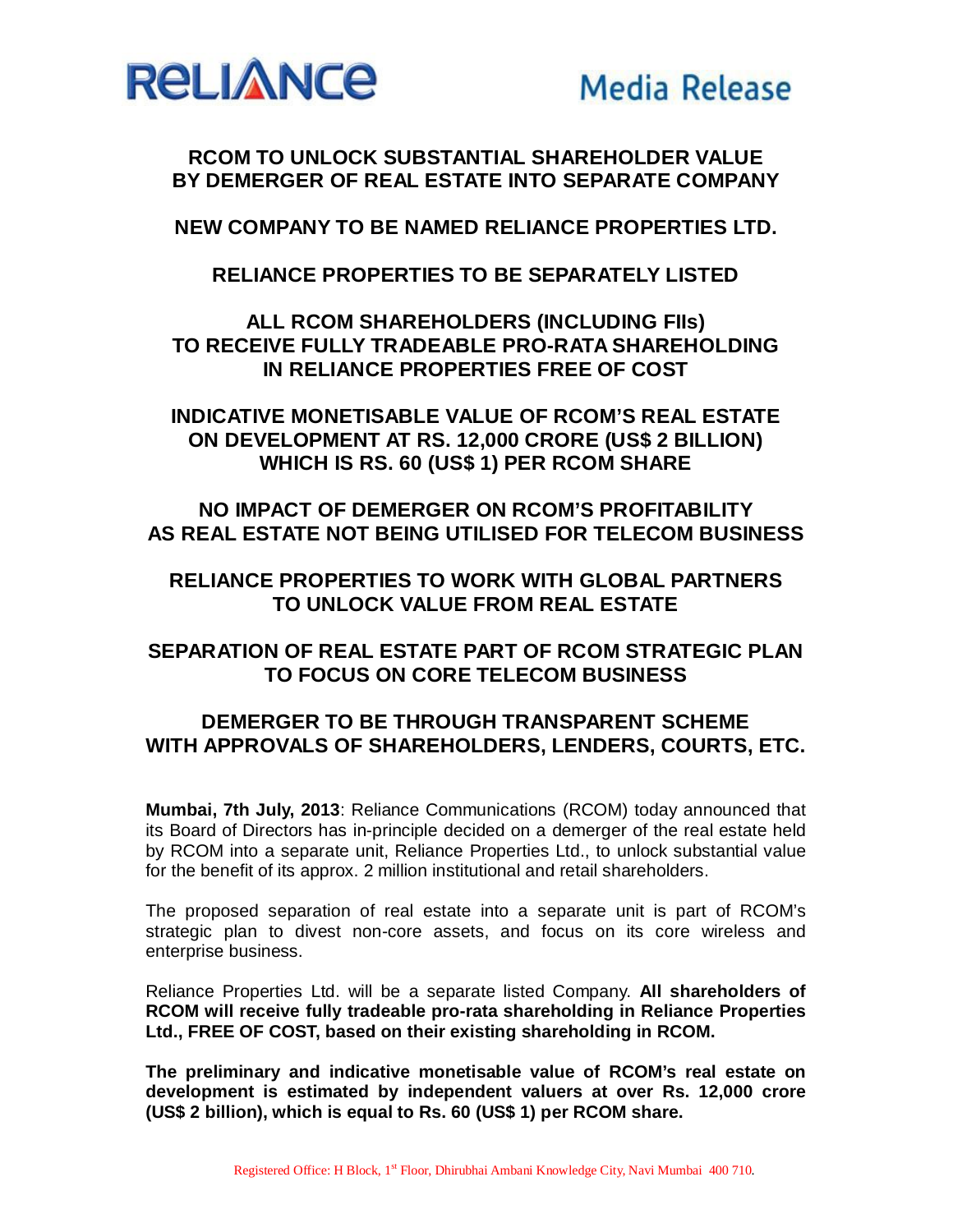# RELIANCE

# Media Release

## RCOM TO UNLOCK SUBSTANTIAL SHAREHOLDER VALUE BY DEMERGER OF REAL ESTATE INTO SEPARATE COMPANY

## NEW COMPANY TO BE NAMED RELIANCE PROPERTIES LTD.

## RELIANCE PROPERTIES TO BE SEPARATELY LISTED

## ALL RCOM SHAREHOLDERS (INCLUDING FIIs) TO RECEIVE FULLY TRADEABLE PRO-RATA SHAREHOLDING IN RELIANCE PROPERTIES FREE OF COST

## INDICATIVE MONETISABLE VALUE OF RCOM'S REAL ESTATE ON DEVELOPMENT AT RS. 12,000 CRORE (US$ 2 BILLION) WHICH IS RS. 60 (US$ 1) PER RCOM SHARE

## NO IMPACT OF DEMERGER ON RCOM'S PROFITABILITY AS REAL ESTATE NOT BEING UTILISED FOR TELECOM BUSINESS

## RELIANCE PROPERTIES TO WORK WITH GLOBAL PARTNERS TO UNLOCK VALUE FROM REAL ESTATE

## SEPARATION OF REAL ESTATE PART OF RCOM STRATEGIC PLAN TO FOCUS ON CORE TELECOM BUSINESS

## DEMERGER TO BE THROUGH TRANSPARENT SCHEME WITH APPROVALS OF SHAREHOLDERS, LENDERS, COURTS, ETC.

**Mumbai, 7th July, 2013**: Reliance Communications (RCOM) today announced that its Board of Directors has in-principle decided on a demerger of the real estate held by RCOM into a separate unit, Reliance Properties Ltd., to unlock substantial value for the benefit of its approx. 2 million institutional and retail shareholders.

The proposed separation of real estate into a separate unit is part of RCOM's strategic plan to divest non-core assets, and focus on its core wireless and enterprise business.

Reliance Properties Ltd. will be a separate listed Company. **All shareholders of RCOM will receive fully tradeable pro-rata shareholding in Reliance Properties Ltd., FREE OF COST, based on their existing shareholding in RCOM.**

**The preliminary and indicative monetisable value of RCOM's real estate on development is estimated by independent valuers at over Rs. 12,000 crore (US$ 2 billion), which is equal to Rs. 60 (US$ 1) per RCOM share.**

Registered Office: H Block, 1st Floor, Dhirubhai Ambani Knowledge City, Navi Mumbai 400 710.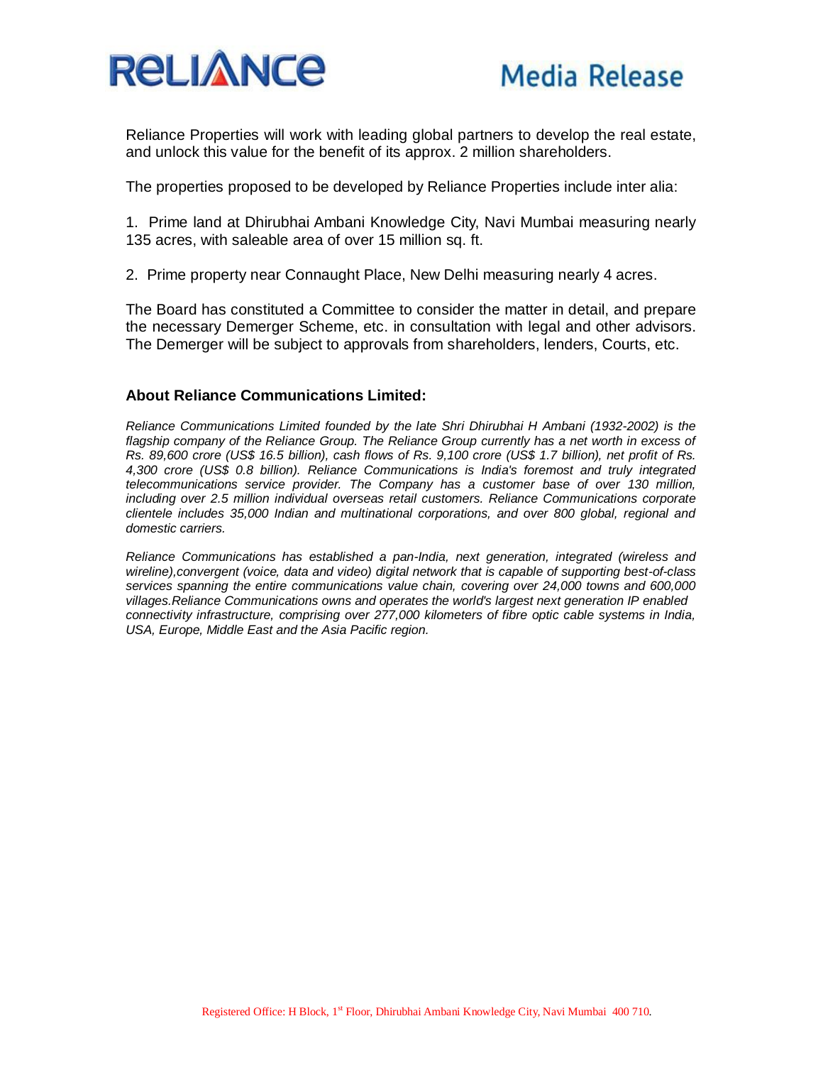Reliance Properties will work with leading global partners to develop the real estate, and unlock this value for the benefit of its approx. 2 million shareholders.

The properties proposed to be developed by Reliance Properties include inter alia:

1. Prime land at Dhirubhai Ambani Knowledge City, Navi Mumbai measuring nearly 135 acres, with saleable area of over 15 million sq. ft.

2. Prime property near Connaught Place, New Delhi measuring nearly 4 acres.

The Board has constituted a Committee to consider the matter in detail, and prepare the necessary Demerger Scheme, etc. in consultation with legal and other advisors. The Demerger will be subject to approvals from shareholders, lenders, Courts, etc.

### About Reliance Communications Limited:

*Reliance Communications Limited founded by the late Shri Dhirubhai H Ambani (1932-2002) is the flagship company of the Reliance Group. The Reliance Group currently has a net worth in excess of Rs. 89,600 crore (US$ 16.5 billion), cash flows of Rs. 9,100 crore (US$ 1.7 billion), net profit of Rs. 4,300 crore (US$ 0.8 billion). Reliance Communications is India's foremost and truly integrated telecommunications service provider. The Company has a customer base of over 130 million, including over 2.5 million individual overseas retail customers. Reliance Communications corporate clientele includes 35,000 Indian and multinational corporations, and over 800 global, regional and domestic carriers.*

*Reliance Communications has established a pan-India, next generation, integrated (wireless and wireline),convergent (voice, data and video) digital network that is capable of supporting best-of-class services spanning the entire communications value chain, covering over 24,000 towns and 600,000 villages.Reliance Communications owns and operates the world's largest next generation IP enabled connectivity infrastructure, comprising over 277,000 kilometers of fibre optic cable systems in India, USA, Europe, Middle East and the Asia Pacific region.*